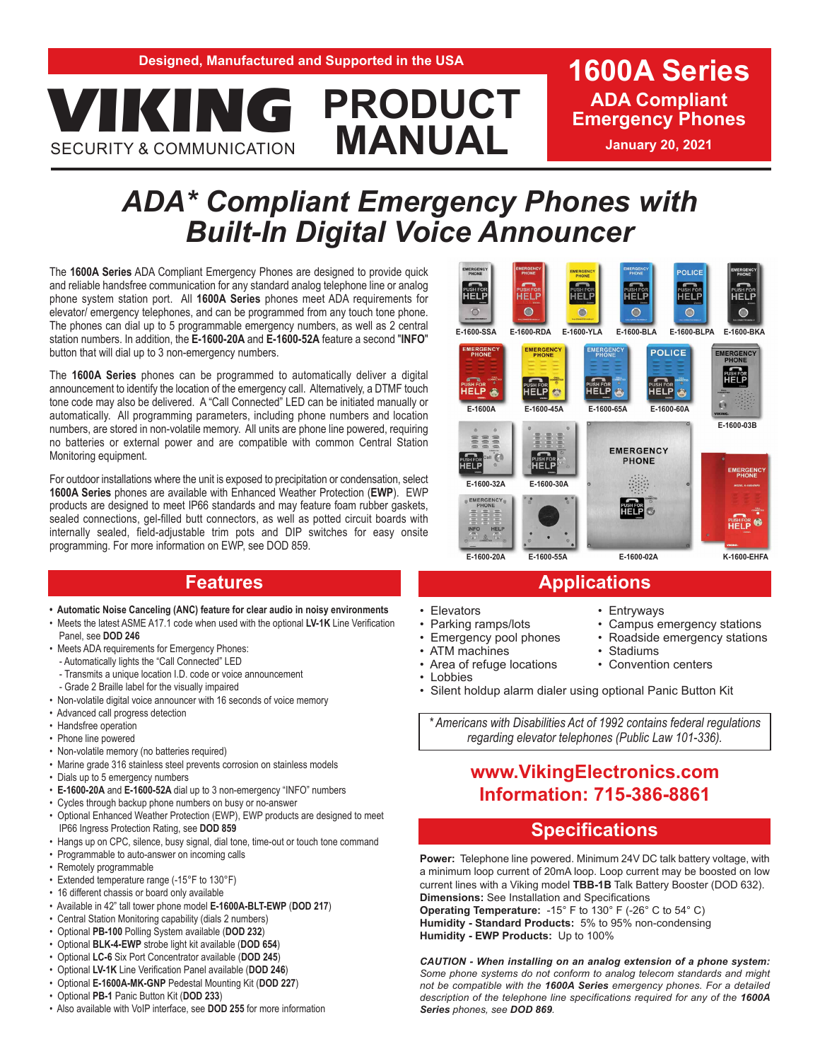Designed, Manufactured and Supported in the USA

# VIKING PRODUCT MANUAL

SECURITY & COMMUNICATION

**1600A Series**
**ADA Compliant Emergency Phones**
**January 20, 2021**

# *ADA\* Compliant Emergency Phones with Built-In Digital Voice Announcer*

The **1600A Series** ADA Compliant Emergency Phones are designed to provide quick and reliable handsfree communication for any standard analog telephone line or analog phone system station port. All **1600A Series** phones meet ADA requirements for elevator/ emergency telephones, and can be programmed from any touch tone phone. The phones can dial up to 5 programmable emergency numbers, as well as 2 central station numbers. In addition, the **E-1600-20A** and **E-1600-52A** feature a second "**INFO**" button that will dial up to 3 non-emergency numbers.

The **1600A Series** phones can be programmed to automatically deliver a digital announcement to identify the location of the emergency call. Alternatively, a DTMF touch tone code may also be delivered. A "Call Connected" LED can be initiated manually or automatically. All programming parameters, including phone numbers and location numbers, are stored in non-volatile memory. All units are phone line powered, requiring no batteries or external power and are compatible with common Central Station Monitoring equipment.

For outdoor installations where the unit is exposed to precipitation or condensation, select **1600A Series** phones are available with Enhanced Weather Protection (**EWP**). EWP products are designed to meet IP66 standards and may feature foam rubber gaskets, sealed connections, gel-filled butt connectors, as well as potted circuit boards with internally sealed, field-adjustable trim pots and DIP switches for easy onsite programming. For more information on EWP, see DOD 859.

E-1600-SSA, E-1600-RDA, E-1600-YLA, E-1600-BLA, E-1600-BLPA, E-1600-BKA, E-1600A, E-1600-45A, E-1600-65A, E-1600-60A, E-1600-03B, E-1600-32A, E-1600-30A, E-1600-20A, E-1600-55A, E-1600-02A, K-1600-EHFA

## Features

- **Automatic Noise Canceling (ANC) feature for clear audio in noisy environments**
- Meets the latest ASME A17.1 code when used with the optional **LV-1K** Line Verification Panel, see **DOD 246**
- Meets ADA requirements for Emergency Phones:
  - Automatically lights the "Call Connected" LED
  - Transmits a unique location I.D. code or voice announcement
  - Grade 2 Braille label for the visually impaired
- Non-volatile digital voice announcer with 16 seconds of voice memory
- Advanced call progress detection
- Handsfree operation
- Phone line powered
- Non-volatile memory (no batteries required)
- Marine grade 316 stainless steel prevents corrosion on stainless models
- Dials up to 5 emergency numbers
- **E-1600-20A** and **E-1600-52A** dial up to 3 non-emergency "INFO" numbers
- Cycles through backup phone numbers on busy or no-answer
- Optional Enhanced Weather Protection (EWP), EWP products are designed to meet IP66 Ingress Protection Rating, see **DOD 859**
- Hangs up on CPC, silence, busy signal, dial tone, time-out or touch tone command
- Programmable to auto-answer on incoming calls
- Remotely programmable
- Extended temperature range (-15°F to 130°F)
- 16 different chassis or board only available
- Available in 42" tall tower phone model **E-1600A-BLT-EWP** (**DOD 217**)
- Central Station Monitoring capability (dials 2 numbers)
- Optional **PB-100** Polling System available (**DOD 232**)
- Optional **BLK-4-EWP** strobe light kit available (**DOD 654**)
- Optional **LC-6** Six Port Concentrator available (**DOD 245**)
- Optional **LV-1K** Line Verification Panel available (**DOD 246**)
- Optional **E-1600A-MK-GNP** Pedestal Mounting Kit (**DOD 227**)
- Optional **PB-1** Panic Button Kit (**DOD 233**)
- Also available with VoIP interface, see **DOD 255** for more information

## Applications

- Elevators
- Parking ramps/lots
- Emergency pool phones
- ATM machines
- Area of refuge locations
- Lobbies
- Entryways
- Campus emergency stations
- Roadside emergency stations
- Stadiums
- Convention centers
- Silent holdup alarm dialer using optional Panic Button Kit

*\* Americans with Disabilities Act of 1992 contains federal regulations regarding elevator telephones (Public Law 101-336).*

**www.VikingElectronics.com**
**Information: 715-386-8861**

## Specifications

**Power:** Telephone line powered. Minimum 24V DC talk battery voltage, with a minimum loop current of 20mA loop. Loop current may be boosted on low current lines with a Viking model **TBB-1B** Talk Battery Booster (DOD 632).
**Dimensions:** See Installation and Specifications
**Operating Temperature:** -15° F to 130° F (-26° C to 54° C)
**Humidity - Standard Products:** 5% to 95% non-condensing
**Humidity - EWP Products:** Up to 100%

***CAUTION - When installing on an analog extension of a phone system:*** *Some phone systems do not conform to analog telecom standards and might not be compatible with the **1600A Series** emergency phones. For a detailed description of the telephone line specifications required for any of the **1600A Series** phones, see **DOD 869**.*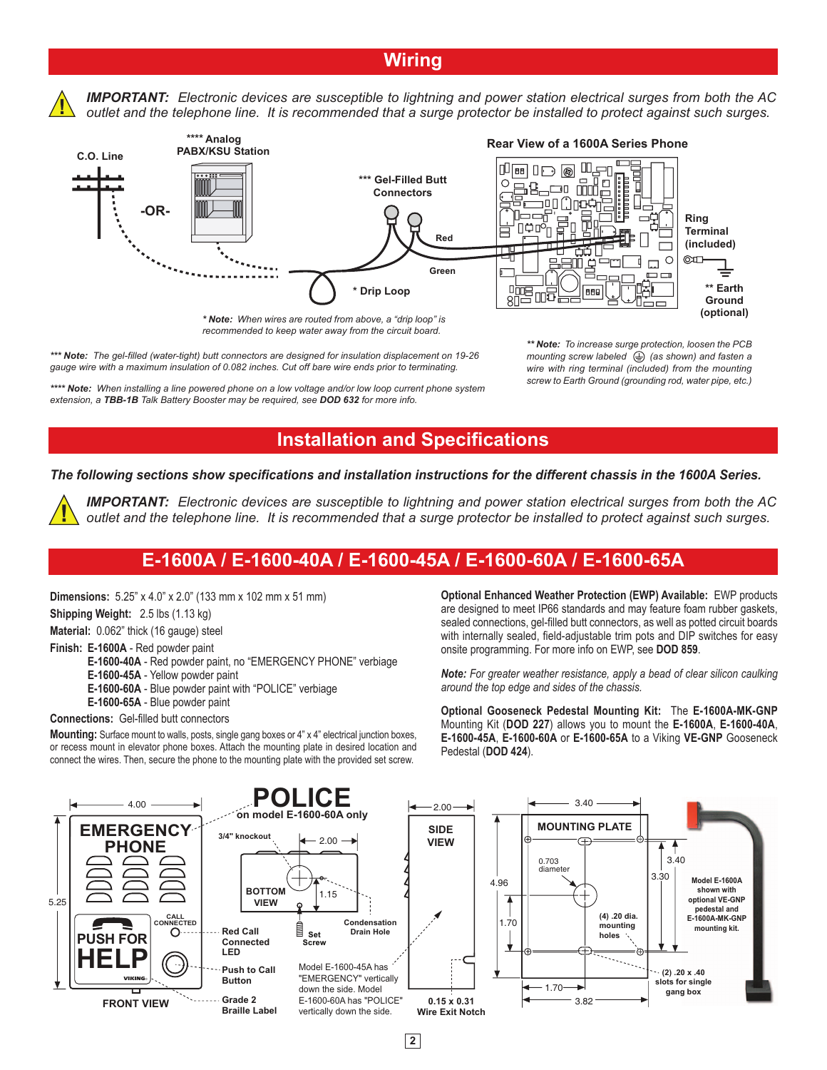## Wiring

***IMPORTANT:*** *Electronic devices are susceptible to lightning and power station electrical surges from both the AC outlet and the telephone line. It is recommended that a surge protector be installed to protect against such surges.*

C.O. Line -OR- **** Analog PABX/KSU Station

*** Gel-Filled Butt Connectors

Red

Green

* Drip Loop

Rear View of a 1600A Series Phone

Ring Terminal (included)

** Earth Ground (optional)

*\* **Note:** When wires are routed from above, a "drip loop" is recommended to keep water away from the circuit board.*

*\*\*\* **Note:** The gel-filled (water-tight) butt connectors are designed for insulation displacement on 19-26 gauge wire with a maximum insulation of 0.082 inches. Cut off bare wire ends prior to terminating.*

*\*\*\*\* **Note:** When installing a line powered phone on a low voltage and/or low loop current phone system extension, a **TBB-1B** Talk Battery Booster may be required, see **DOD 632** for more info.*

*\*\* **Note:** To increase surge protection, loosen the PCB mounting screw labeled ⏚ (as shown) and fasten a wire with ring terminal (included) from the mounting screw to Earth Ground (grounding rod, water pipe, etc.)*

## Installation and Specifications

***The following sections show specifications and installation instructions for the different chassis in the 1600A Series.***

***IMPORTANT:*** *Electronic devices are susceptible to lightning and power station electrical surges from both the AC outlet and the telephone line. It is recommended that a surge protector be installed to protect against such surges.*

## E-1600A / E-1600-40A / E-1600-45A / E-1600-60A / E-1600-65A

**Dimensions:** 5.25" x 4.0" x 2.0" (133 mm x 102 mm x 51 mm)

**Shipping Weight:** 2.5 lbs (1.13 kg)

**Material:** 0.062" thick (16 gauge) steel

**Finish:** **E-1600A** - Red powder paint
**E-1600-40A** - Red powder paint, no "EMERGENCY PHONE" verbiage
**E-1600-45A** - Yellow powder paint
**E-1600-60A** - Blue powder paint with "POLICE" verbiage
**E-1600-65A** - Blue powder paint

**Connections:** Gel-filled butt connectors

**Mounting:** Surface mount to walls, posts, single gang boxes or 4" x 4" electrical junction boxes, or recess mount in elevator phone boxes. Attach the mounting plate in desired location and connect the wires. Then, secure the phone to the mounting plate with the provided set screw.

**Optional Enhanced Weather Protection (EWP) Available:** EWP products are designed to meet IP66 standards and may feature foam rubber gaskets, sealed connections, gel-filled butt connectors, as well as potted circuit boards with internally sealed, field-adjustable trim pots and DIP switches for easy onsite programming. For more info on EWP, see **DOD 859**.

***Note:*** *For greater weather resistance, apply a bead of clear silicon caulking around the top edge and sides of the chassis.*

**Optional Gooseneck Pedestal Mounting Kit:** The **E-1600A-MK-GNP** Mounting Kit (**DOD 227**) allows you to mount the **E-1600A**, **E-1600-40A**, **E-1600-45A**, **E-1600-60A** or **E-1600-65A** to a Viking **VE-GNP** Gooseneck Pedestal (**DOD 424**).

FRONT VIEW: 4.00, 5.25; EMERGENCY PHONE; PUSH FOR HELP; CALL CONNECTED; Red Call Connected LED; Push to Call Button; Grade 2 Braille Label

POLICE on model E-1600-60A only

BOTTOM VIEW: 3/4" knockout; 2.00; 1.15; Set Screw; Condensation Drain Hole

Model E-1600-45A has "EMERGENCY" vertically down the side. Model E-1600-60A has "POLICE" vertically down the side.

SIDE VIEW: 2.00; 0.15 x 0.31 Wire Exit Notch

MOUNTING PLATE: 3.40; 0.703 diameter; 4.96; 1.70; 3.30; 3.40; (4) .20 dia. mounting holes; (2) .20 x .40 slots for single gang box; 1.70; 3.82

Model E-1600A shown with optional VE-GNP pedestal and E-1600A-MK-GNP mounting kit.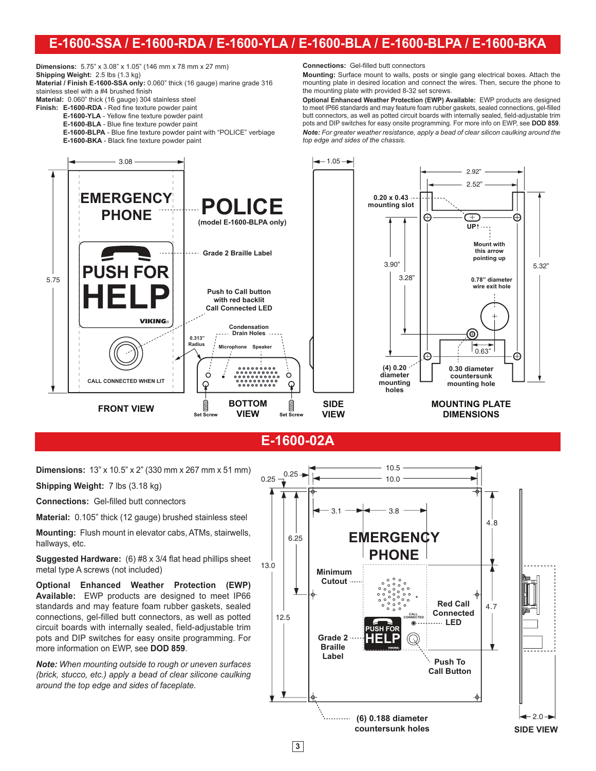# E-1600-SSA / E-1600-RDA / E-1600-YLA / E-1600-BLA / E-1600-BLPA / E-1600-BKA

**Dimensions:** 5.75" x 3.08" x 1.05" (146 mm x 78 mm x 27 mm)
**Shipping Weight:** 2.5 lbs (1.3 kg)
**Material / Finish E-1600-SSA only:** 0.060" thick (16 gauge) marine grade 316 stainless steel with a #4 brushed finish
**Material:** 0.060" thick (16 gauge) 304 stainless steel
**Finish:** **E-1600-RDA** - Red fine texture powder paint
**E-1600-YLA** - Yellow fine texture powder paint
**E-1600-BLA** - Blue fine texture powder paint
**E-1600-BLPA** - Blue fine texture powder paint with "POLICE" verbiage
**E-1600-BKA** - Black fine texture powder paint

**Connections:** Gel-filled butt connectors

**Mounting:** Surface mount to walls, posts or single gang electrical boxes. Attach the mounting plate in desired location and connect the wires. Then, secure the phone to the mounting plate with provided 8-32 set screws.

**Optional Enhanced Weather Protection (EWP) Available:** EWP products are designed to meet IP66 standards and may feature foam rubber gaskets, sealed connections, gel-filled butt connectors, as well as potted circuit boards with internally sealed, field-adjustable trim pots and DIP switches for easy onsite programming. For more info on EWP, see **DOD 859**.

***Note:*** *For greater weather resistance, apply a bead of clear silicon caulking around the top edge and sides of the chassis.*

FRONT VIEW — BOTTOM VIEW — SIDE VIEW — MOUNTING PLATE DIMENSIONS

# E-1600-02A

**Dimensions:** 13" x 10.5" x 2" (330 mm x 267 mm x 51 mm)

**Shipping Weight:** 7 lbs (3.18 kg)

**Connections:** Gel-filled butt connectors

**Material:** 0.105" thick (12 gauge) brushed stainless steel

**Mounting:** Flush mount in elevator cabs, ATMs, stairwells, hallways, etc.

**Suggested Hardware:** (6) #8 x 3/4 flat head phillips sheet metal type A screws (not included)

**Optional Enhanced Weather Protection (EWP) Available:** EWP products are designed to meet IP66 standards and may feature foam rubber gaskets, sealed connections, gel-filled butt connectors, as well as potted circuit boards with internally sealed, field-adjustable trim pots and DIP switches for easy onsite programming. For more information on EWP, see **DOD 859**.

***Note:*** *When mounting outside to rough or uneven surfaces (brick, stucco, etc.) apply a bead of clear silicone caulking around the top edge and sides of faceplate.*

SIDE VIEW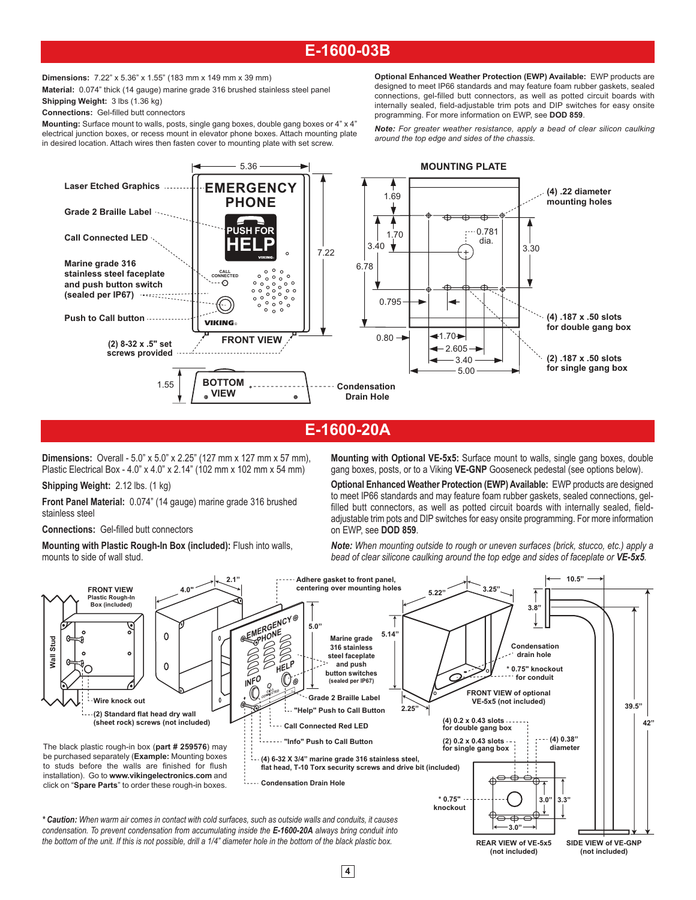# E-1600-03B

**Dimensions:** 7.22" x 5.36" x 1.55" (183 mm x 149 mm x 39 mm)

**Material:** 0.074" thick (14 gauge) marine grade 316 brushed stainless steel panel

**Shipping Weight:** 3 lbs (1.36 kg)

**Connections:** Gel-filled butt connectors

**Mounting:** Surface mount to walls, posts, single gang boxes, double gang boxes or 4" x 4" electrical junction boxes, or recess mount in elevator phone boxes. Attach mounting plate in desired location. Attach wires then fasten cover to mounting plate with set screw.

**Optional Enhanced Weather Protection (EWP) Available:** EWP products are designed to meet IP66 standards and may feature foam rubber gaskets, sealed connections, gel-filled butt connectors, as well as potted circuit boards with internally sealed, field-adjustable trim pots and DIP switches for easy onsite programming. For more information on EWP, see **DOD 859**.

***Note:*** *For greater weather resistance, apply a bead of clear silicon caulking around the top edge and sides of the chassis.*

Laser Etched Graphics
Grade 2 Braille Label
Call Connected LED
Marine grade 316 stainless steel faceplate and push button switch (sealed per IP67)
Push to Call button
(2) 8-32 x .5" set screws provided
FRONT VIEW
BOTTOM VIEW
Condensation Drain Hole

MOUNTING PLATE
(4) .22 diameter mounting holes
0.781 dia.
(4) .187 x .50 slots for double gang box
(2) .187 x .50 slots for single gang box

# E-1600-20A

**Dimensions:** Overall - 5.0" x 5.0" x 2.25" (127 mm x 127 mm x 57 mm), Plastic Electrical Box - 4.0" x 4.0" x 2.14" (102 mm x 102 mm x 54 mm)

**Shipping Weight:** 2.12 lbs. (1 kg)

**Front Panel Material:** 0.074" (14 gauge) marine grade 316 brushed stainless steel

**Connections:** Gel-filled butt connectors

**Mounting with Plastic Rough-In Box (included):** Flush into walls, mounts to side of wall stud.

**Mounting with Optional VE-5x5:** Surface mount to walls, single gang boxes, double gang boxes, posts, or to a Viking **VE-GNP** Gooseneck pedestal (see options below).

**Optional Enhanced Weather Protection (EWP) Available:** EWP products are designed to meet IP66 standards and may feature foam rubber gaskets, sealed connections, gel-filled butt connectors, as well as potted circuit boards with internally sealed, field-adjustable trim pots and DIP switches for easy onsite programming. For more information on EWP, see **DOD 859**.

***Note:*** *When mounting outside to rough or uneven surfaces (brick, stucco, etc.) apply a bead of clear silicone caulking around the top edge and sides of faceplate or* ***VE-5x5****.*

FRONT VIEW Plastic Rough-In Box (included)
Wall Stud
Wire knock out
(2) Standard flat head dry wall (sheet rock) screws (not included)
Adhere gasket to front panel, centering over mounting holes
Marine grade 316 stainless steel faceplate and push button switches (sealed per IP67)
Grade 2 Braille Label
"Help" Push to Call Button
Call Connected Red LED
"Info" Push to Call Button
(4) 6-32 X 3/4" marine grade 316 stainless steel, flat head, T-10 Torx security screws and drive bit (included)
Condensation Drain Hole
Condensation drain hole
\* 0.75" knockout for conduit
FRONT VIEW of optional VE-5x5 (not included)
(4) 0.2 x 0.43 slots for double gang box
(2) 0.2 x 0.43 slots for single gang box
(4) 0.38" diameter
\* 0.75" knockout
REAR VIEW of VE-5x5 (not included)
SIDE VIEW of VE-GNP (not included)

The black plastic rough-in box (**part # 259576**) may be purchased separately (**Example:** Mounting boxes to studs before the walls are finished for flush installation). Go to **www.vikingelectronics.com** and click on "**Spare Parts**" to order these rough-in boxes.

*\** ***Caution:*** *When warm air comes in contact with cold surfaces, such as outside walls and conduits, it causes condensation. To prevent condensation from accumulating inside the* ***E-1600-20A*** *always bring conduit into the bottom of the unit. If this is not possible, drill a 1/4" diameter hole in the bottom of the black plastic box.*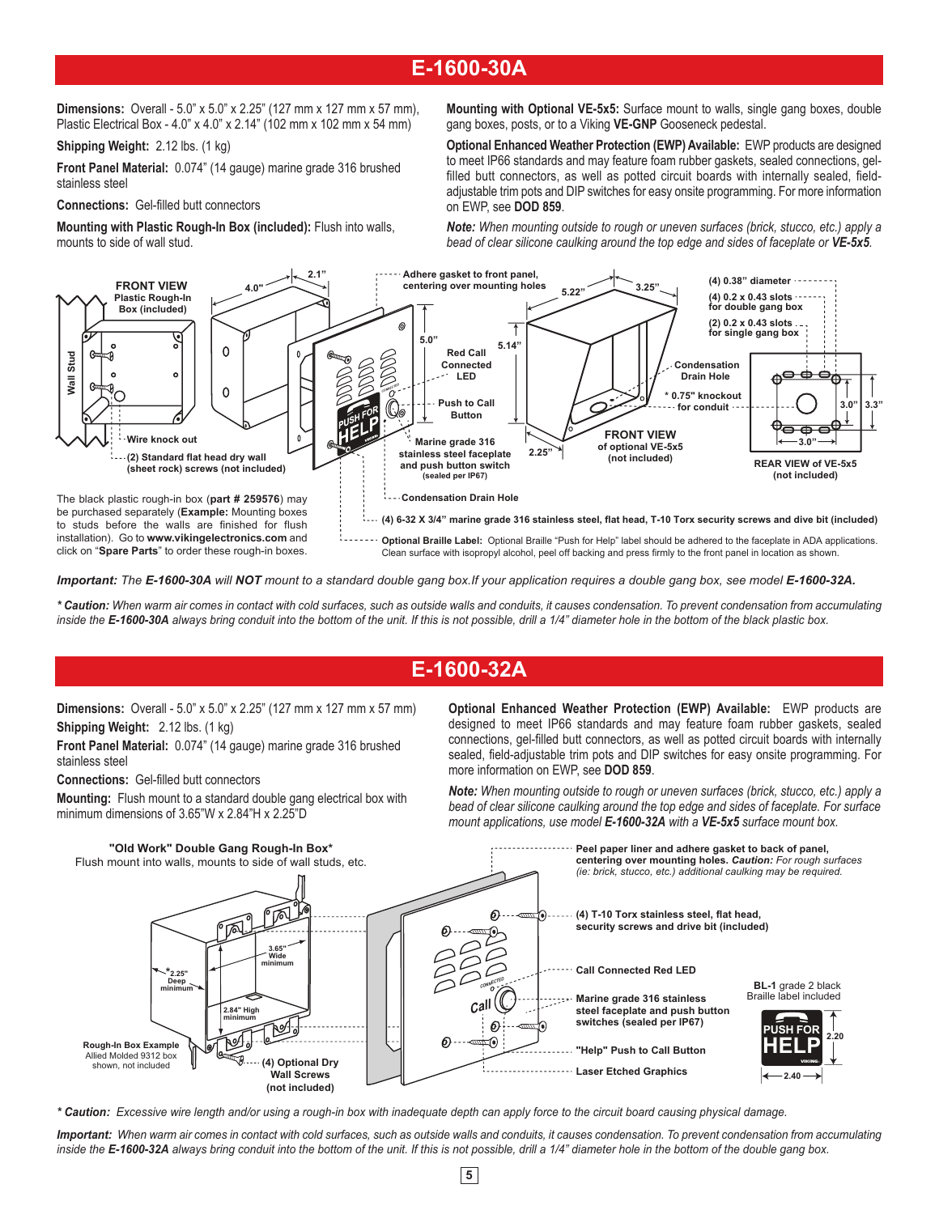# E-1600-30A

**Dimensions:** Overall - 5.0" x 5.0" x 2.25" (127 mm x 127 mm x 57 mm), Plastic Electrical Box - 4.0" x 4.0" x 2.14" (102 mm x 102 mm x 54 mm)

**Shipping Weight:** 2.12 lbs. (1 kg)

**Front Panel Material:** 0.074" (14 gauge) marine grade 316 brushed stainless steel

**Connections:** Gel-filled butt connectors

**Mounting with Plastic Rough-In Box (included):** Flush into walls, mounts to side of wall stud.

**Mounting with Optional VE-5x5:** Surface mount to walls, single gang boxes, double gang boxes, posts, or to a Viking **VE-GNP** Gooseneck pedestal.

**Optional Enhanced Weather Protection (EWP) Available:** EWP products are designed to meet IP66 standards and may feature foam rubber gaskets, sealed connections, gel-filled butt connectors, as well as potted circuit boards with internally sealed, field-adjustable trim pots and DIP switches for easy onsite programming. For more information on EWP, see **DOD 859**.

***Note:*** *When mounting outside to rough or uneven surfaces (brick, stucco, etc.) apply a bead of clear silicone caulking around the top edge and sides of faceplate or **VE-5x5**.*

FRONT VIEW Plastic Rough-In Box (included)

Wall Stud

Wire knock out

(2) Standard flat head dry wall (sheet rock) screws (not included)

4.0"

2.1"

Adhere gasket to front panel, centering over mounting holes

5.0"

5.14"

Red Call Connected LED

Push to Call Button

Marine grade 316 stainless steel faceplate and push button switch (sealed per IP67)

Condensation Drain Hole

5.22"

3.25"

2.25"

Condensation Drain Hole

* 0.75" knockout for conduit

FRONT VIEW of optional VE-5x5 (not included)

(4) 0.38" diameter

(4) 0.2 x 0.43 slots for double gang box

(2) 0.2 x 0.43 slots for single gang box

3.0"

3.3"

3.0"

REAR VIEW of VE-5x5 (not included)

(4) 6-32 X 3/4" marine grade 316 stainless steel, flat head, T-10 Torx security screws and dive bit (included)

**Optional Braille Label:** Optional Braille "Push for Help" label should be adhered to the faceplate in ADA applications. Clean surface with isopropyl alcohol, peel off backing and press firmly to the front panel in location as shown.

The black plastic rough-in box (**part # 259576**) may be purchased separately (**Example:** Mounting boxes to studs before the walls are finished for flush installation). Go to **www.vikingelectronics.com** and click on "**Spare Parts**" to order these rough-in boxes.

***Important:*** *The **E-1600-30A** will **NOT** mount to a standard double gang box.If your application requires a double gang box, see model **E-1600-32A.***

***\* Caution:*** *When warm air comes in contact with cold surfaces, such as outside walls and conduits, it causes condensation. To prevent condensation from accumulating inside the **E-1600-30A** always bring conduit into the bottom of the unit. If this is not possible, drill a 1/4" diameter hole in the bottom of the black plastic box.*

# E-1600-32A

**Dimensions:** Overall - 5.0" x 5.0" x 2.25" (127 mm x 127 mm x 57 mm)

**Shipping Weight:** 2.12 lbs. (1 kg)

**Front Panel Material:** 0.074" (14 gauge) marine grade 316 brushed stainless steel

**Connections:** Gel-filled butt connectors

**Mounting:** Flush mount to a standard double gang electrical box with minimum dimensions of 3.65"W x 2.84"H x 2.25"D

**Optional Enhanced Weather Protection (EWP) Available:** EWP products are designed to meet IP66 standards and may feature foam rubber gaskets, sealed connections, gel-filled butt connectors, as well as potted circuit boards with internally sealed, field-adjustable trim pots and DIP switches for easy onsite programming. For more information on EWP, see **DOD 859**.

***Note:*** *When mounting outside to rough or uneven surfaces (brick, stucco, etc.) apply a bead of clear silicone caulking around the top edge and sides of faceplate. For surface mount applications, use model **E-1600-32A** with a **VE-5x5** surface mount box.*

**"Old Work" Double Gang Rough-In Box***
Flush mount into walls, mounts to side of wall studs, etc.

*2.25" Deep minimum

3.65" Wide minimum

2.84" High minimum

**Rough-In Box Example**
Allied Molded 9312 box shown, not included

(4) Optional Dry Wall Screws (not included)

Peel paper liner and adhere gasket to back of panel, centering over mounting holes. *Caution: For rough surfaces (ie: brick, stucco, etc.) additional caulking may be required.*

(4) T-10 Torx stainless steel, flat head, security screws and drive bit (included)

Call Connected Red LED

Marine grade 316 stainless steel faceplate and push button switches (sealed per IP67)

"Help" Push to Call Button

Laser Etched Graphics

**BL-1** grade 2 black Braille label included

2.20

2.40

***\* Caution:*** *Excessive wire length and/or using a rough-in box with inadequate depth can apply force to the circuit board causing physical damage.*

***Important:*** *When warm air comes in contact with cold surfaces, such as outside walls and conduits, it causes condensation. To prevent condensation from accumulating inside the **E-1600-32A** always bring conduit into the bottom of the unit. If this is not possible, drill a 1/4" diameter hole in the bottom of the double gang box.*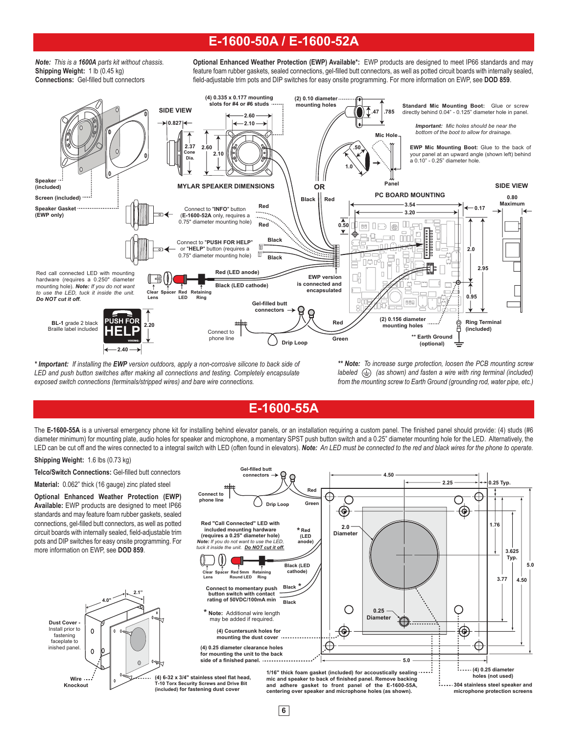# E-1600-50A / E-1600-52A

*Note: This is a **1600A** parts kit without chassis.*
**Shipping Weight:** 1 lb (0.45 kg)
**Connections:** Gel-filled butt connectors

**Optional Enhanced Weather Protection (EWP) Available*:** EWP products are designed to meet IP66 standards and may feature foam rubber gaskets, sealed connections, gel-filled butt connectors, as well as potted circuit boards with internally sealed, field-adjustable trim pots and DIP switches for easy onsite programming. For more information on EWP, see **DOD 859**.

SIDE VIEW

MYLAR SPEAKER DIMENSIONS

(4) 0.335 x 0.177 mounting slots for #4 or #6 studs

(2) 0.10 diameter mounting holes

**Standard Mic Mounting Boot:** Glue or screw directly behind 0.04" - 0.125" diameter hole in panel.

*Important: Mic holes should be near the bottom of the boot to allow for drainage.*

**EWP Mic Mounting Boot:** Glue to the back of your panel at an upward angle (shown left) behind a 0.10" - 0.25" diameter hole.

Speaker (included)

Screen (included)

Speaker Gasket (EWP only)

Connect to "**INFO**" button (**E-1600-52A** only, requires a 0.75" diameter mounting hole)

Connect to "**PUSH FOR HELP**" or "**HELP**" button (requires a 0.75" diameter mounting hole)

Red call connected LED with mounting hardware (requires a 0.250" diameter mounting hole). ***Note:*** *If you do not want to use the LED, tuck it inside the unit.* ***Do NOT cut it off.***

Clear Lens, Spacer, Red LED, Retaining Ring

Red (LED anode)

Black (LED cathode)

EWP version is connected and encapsulated

PC BOARD MOUNTING

SIDE VIEW

0.80 Maximum

Gel-filled butt connectors

(2) 0.156 diameter mounting holes

Ring Terminal (included)

** Earth Ground (optional)

**BL-1** grade 2 black Braille label included

Connect to phone line

Drip Loop

\* ***Important:*** *If installing the **EWP** version outdoors, apply a non-corrosive silicone to back side of LED and push button switches after making all connections and testing. Completely encapsulate exposed switch connections (terminals/stripped wires) and bare wire connections.*

\*\* ***Note:*** *To increase surge protection, loosen the PCB mounting screw labeled (as shown) and fasten a wire with ring terminal (included) from the mounting screw to Earth Ground (grounding rod, water pipe, etc.)*

# E-1600-55A

The **E-1600-55A** is a universal emergency phone kit for installing behind elevator panels, or an installation requiring a custom panel. The finished panel should provide: (4) studs (#6 diameter minimum) for mounting plate, audio holes for speaker and microphone, a momentary SPST push button switch and a 0.25" diameter mounting hole for the LED. Alternatively, the LED can be cut off and the wires connected to a integral switch with LED (often found in elevators). ***Note:*** *An LED must be connected to the red and black wires for the phone to operate.*

**Shipping Weight:** 1.6 lbs (0.73 kg)

**Telco/Switch Connections:** Gel-filled butt connectors

**Material:** 0.062" thick (16 gauge) zinc plated steel

**Optional Enhanced Weather Protection (EWP) Available:** EWP products are designed to meet IP66 standards and may feature foam rubber gaskets, sealed connections, gel-filled butt connectors, as well as potted circuit boards with internally sealed, field-adjustable trim pots and DIP switches for easy onsite programming. For more information on EWP, see **DOD 859**.

Gel-filled butt connectors

Connect to phone line

Drip Loop

Red "Call Connected" LED with included mounting hardware (requires a 0.25" diameter hole)
*Note: If you do not want to use the LED, tuck it inside the unit. **Do NOT cut it off.***

\* Red (LED anode)

Black (LED cathode)

Clear Lens, Spacer, Red 5mm Round LED, Retaining Ring

Connect to momentary push button switch with contact rating of 50VDC/100mA min

\* **Note:** Additional wire length may be added if required.

(4) Countersunk holes for mounting the dust cover

(4) 0.25 diameter clearance holes for mounting the unit to the back side of a finished panel.

Dust Cover - Install prior to fastening faceplate to inished panel.

Wire Knockout

(4) 6-32 x 3/4" stainless steel flat head, T-10 Torx Security Screws and Drive Bit (included) for fastening dust cover

1/16" thick foam gasket (included) for accoustically sealing mic and speaker to back of finished panel. Remove backing and adhere gasket to front panel of the E-1600-55A, centering over speaker and microphone holes (as shown).

(4) 0.25 diameter holes (not used)

304 stainless steel speaker and microphone protection screens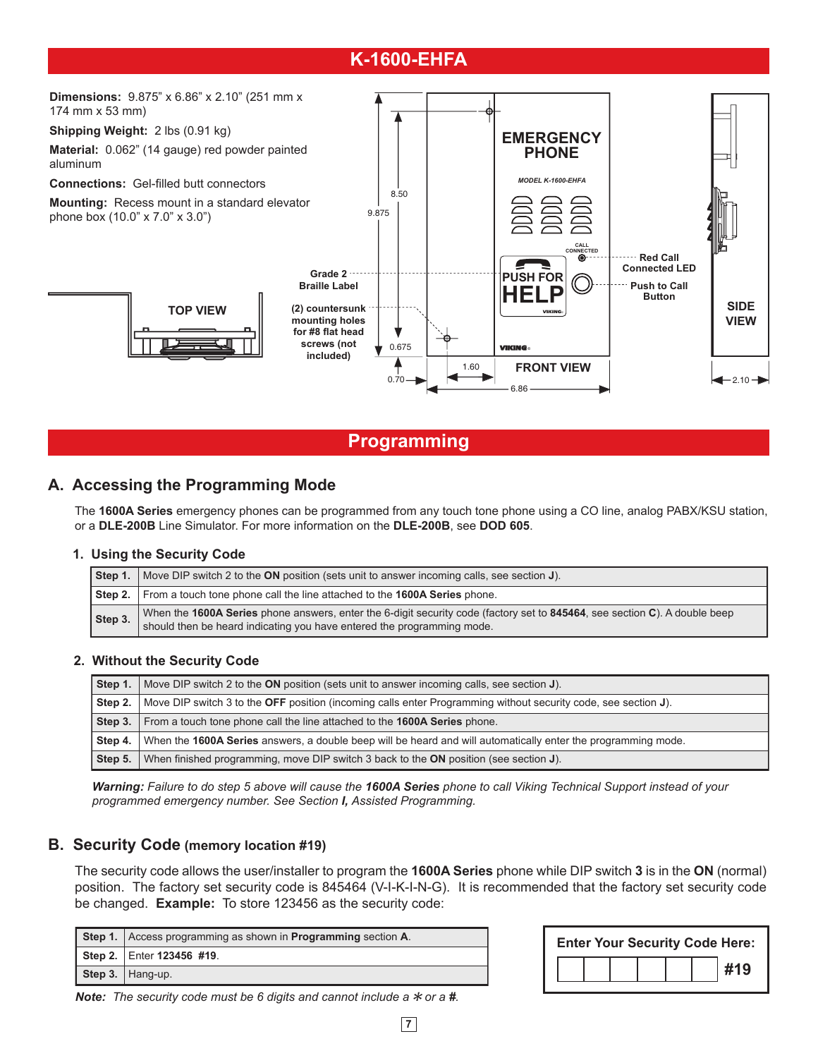# K-1600-EHFA

**Dimensions:** 9.875" x 6.86" x 2.10" (251 mm x 174 mm x 53 mm)

**Shipping Weight:** 2 lbs (0.91 kg)

**Material:** 0.062" (14 gauge) red powder painted aluminum

**Connections:** Gel-filled butt connectors

**Mounting:** Recess mount in a standard elevator phone box (10.0" x 7.0" x 3.0")

TOP VIEW

Grade 2 Braille Label

(2) countersunk mounting holes for #8 flat head screws (not included)

EMERGENCY PHONE

MODEL K-1600-EHFA

CALL CONNECTED

Red Call Connected LED

PUSH FOR HELP

Push to Call Button

FRONT VIEW

SIDE VIEW

9.875, 8.50, 0.675, 0.70, 1.60, 6.86, 2.10

# Programming

## A. Accessing the Programming Mode

The **1600A Series** emergency phones can be programmed from any touch tone phone using a CO line, analog PABX/KSU station, or a **DLE-200B** Line Simulator. For more information on the **DLE-200B**, see **DOD 605**.

### 1. Using the Security Code

| | |
|---|---|
| **Step 1.** | Move DIP switch 2 to the **ON** position (sets unit to answer incoming calls, see section **J**). |
| **Step 2.** | From a touch tone phone call the line attached to the **1600A Series** phone. |
| **Step 3.** | When the **1600A Series** phone answers, enter the 6-digit security code (factory set to **845464**, see section **C**). A double beep should then be heard indicating you have entered the programming mode. |

### 2. Without the Security Code

| | |
|---|---|
| **Step 1.** | Move DIP switch 2 to the **ON** position (sets unit to answer incoming calls, see section **J**). |
| **Step 2.** | Move DIP switch 3 to the **OFF** position (incoming calls enter Programming without security code, see section **J**). |
| **Step 3.** | From a touch tone phone call the line attached to the **1600A Series** phone. |
| **Step 4.** | When the **1600A Series** answers, a double beep will be heard and will automatically enter the programming mode. |
| **Step 5.** | When finished programming, move DIP switch 3 back to the **ON** position (see section **J**). |

***Warning:*** *Failure to do step 5 above will cause the **1600A Series** phone to call Viking Technical Support instead of your programmed emergency number. See Section **I,** Assisted Programming.*

## B. Security Code (memory location #19)

The security code allows the user/installer to program the **1600A Series** phone while DIP switch **3** is in the **ON** (normal) position. The factory set security code is 845464 (V-I-K-I-N-G). It is recommended that the factory set security code be changed. **Example:** To store 123456 as the security code:

| | |
|---|---|
| **Step 1.** | Access programming as shown in **Programming** section **A**. |
| **Step 2.** | Enter **123456 #19**. |
| **Step 3.** | Hang-up. |

***Note:*** *The security code must be 6 digits and cannot include a * or a **#**.*

**Enter Your Security Code Here:**

| | | | | | | |
|---|---|---|---|---|---|---|
| | | | | | | **#19** |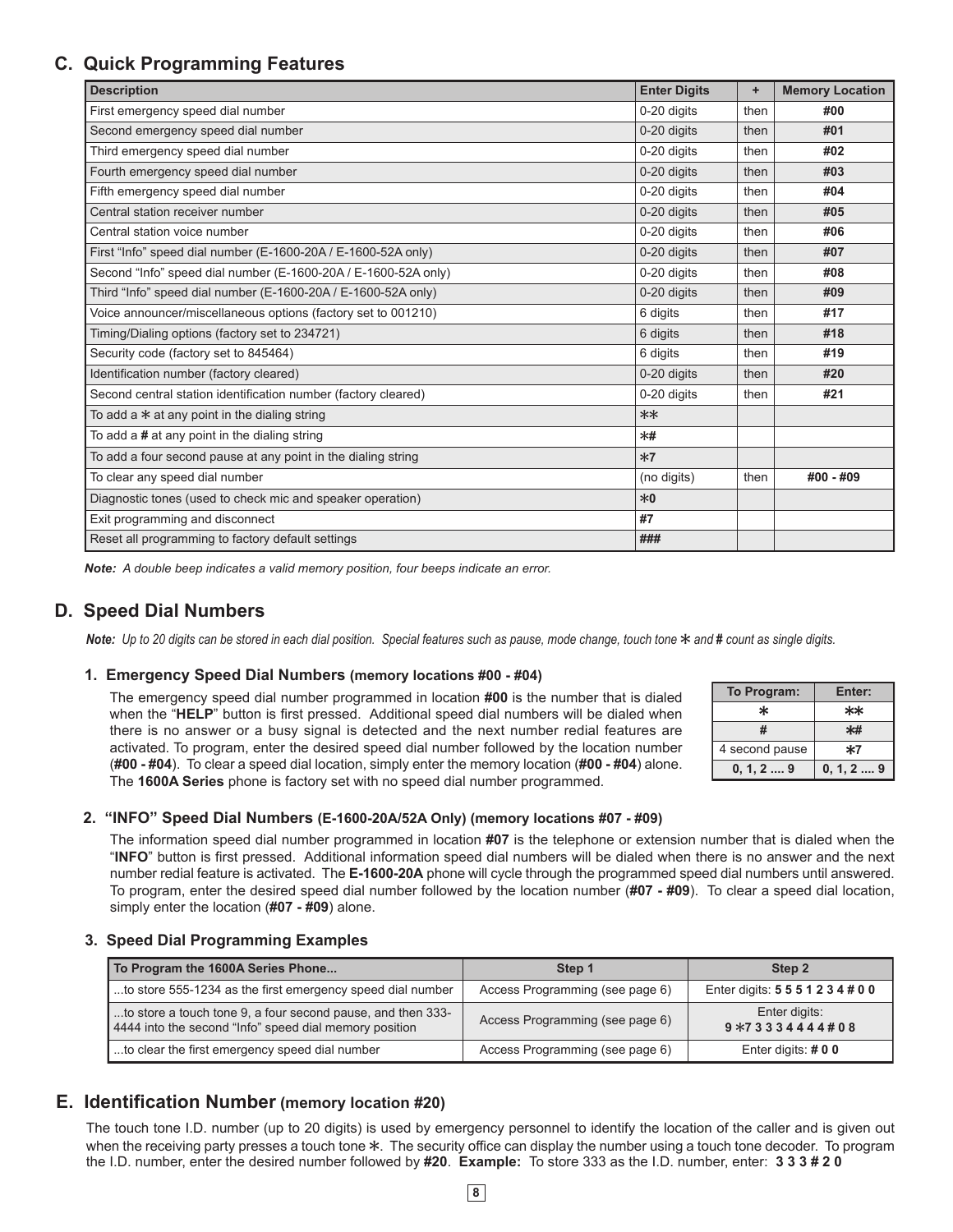## C. Quick Programming Features

| Description | Enter Digits | + | Memory Location |
|---|---|---|---|
| First emergency speed dial number | 0-20 digits | then | **#00** |
| Second emergency speed dial number | 0-20 digits | then | **#01** |
| Third emergency speed dial number | 0-20 digits | then | **#02** |
| Fourth emergency speed dial number | 0-20 digits | then | **#03** |
| Fifth emergency speed dial number | 0-20 digits | then | **#04** |
| Central station receiver number | 0-20 digits | then | **#05** |
| Central station voice number | 0-20 digits | then | **#06** |
| First "Info" speed dial number (E-1600-20A / E-1600-52A only) | 0-20 digits | then | **#07** |
| Second "Info" speed dial number (E-1600-20A / E-1600-52A only) | 0-20 digits | then | **#08** |
| Third "Info" speed dial number (E-1600-20A / E-1600-52A only) | 0-20 digits | then | **#09** |
| Voice announcer/miscellaneous options (factory set to 001210) | 6 digits | then | **#17** |
| Timing/Dialing options (factory set to 234721) | 6 digits | then | **#18** |
| Security code (factory set to 845464) | 6 digits | then | **#19** |
| Identification number (factory cleared) | 0-20 digits | then | **#20** |
| Second central station identification number (factory cleared) | 0-20 digits | then | **#21** |
| To add a * at any point in the dialing string | ** | | |
| To add a **#** at any point in the dialing string | *# | | |
| To add a four second pause at any point in the dialing string | *7 | | |
| To clear any speed dial number | (no digits) | then | **#00 - #09** |
| Diagnostic tones (used to check mic and speaker operation) | *0 | | |
| Exit programming and disconnect | **#7** | | |
| Reset all programming to factory default settings | **###** | | |

***Note:*** *A double beep indicates a valid memory position, four beeps indicate an error.*

## D. Speed Dial Numbers

***Note:*** *Up to 20 digits can be stored in each dial position. Special features such as pause, mode change, touch tone * and # count as single digits.*

### 1. Emergency Speed Dial Numbers (memory locations #00 - #04)

The emergency speed dial number programmed in location **#00** is the number that is dialed when the "**HELP**" button is first pressed. Additional speed dial numbers will be dialed when there is no answer or a busy signal is detected and the next number redial features are activated. To program, enter the desired speed dial number followed by the location number (**#00 - #04**). To clear a speed dial location, simply enter the memory location (**#00 - #04**) alone. The **1600A Series** phone is factory set with no speed dial number programmed.

| To Program: | Enter: |
|---|---|
| * | ** |
| # | *# |
| 4 second pause | *7 |
| 0, 1, 2 .... 9 | 0, 1, 2 .... 9 |

### 2. "INFO" Speed Dial Numbers (E-1600-20A/52A Only) (memory locations #07 - #09)

The information speed dial number programmed in location **#07** is the telephone or extension number that is dialed when the "**INFO**" button is first pressed. Additional information speed dial numbers will be dialed when there is no answer and the next number redial feature is activated. The **E-1600-20A** phone will cycle through the programmed speed dial numbers until answered. To program, enter the desired speed dial number followed by the location number (**#07 - #09**). To clear a speed dial location, simply enter the location (**#07 - #09**) alone.

### 3. Speed Dial Programming Examples

| To Program the 1600A Series Phone... | Step 1 | Step 2 |
|---|---|---|
| ...to store 555-1234 as the first emergency speed dial number | Access Programming (see page 6) | Enter digits: **5 5 5 1 2 3 4 # 0 0** |
| ...to store a touch tone 9, a four second pause, and then 333-4444 into the second "Info" speed dial memory position | Access Programming (see page 6) | Enter digits: **9 *7 3 3 3 4 4 4 4 # 0 8** |
| ...to clear the first emergency speed dial number | Access Programming (see page 6) | Enter digits: **# 0 0** |

## E. Identification Number (memory location #20)

The touch tone I.D. number (up to 20 digits) is used by emergency personnel to identify the location of the caller and is given out when the receiving party presses a touch tone *. The security office can display the number using a touch tone decoder. To program the I.D. number, enter the desired number followed by **#20**. **Example:** To store 333 as the I.D. number, enter: **3 3 3 # 2 0**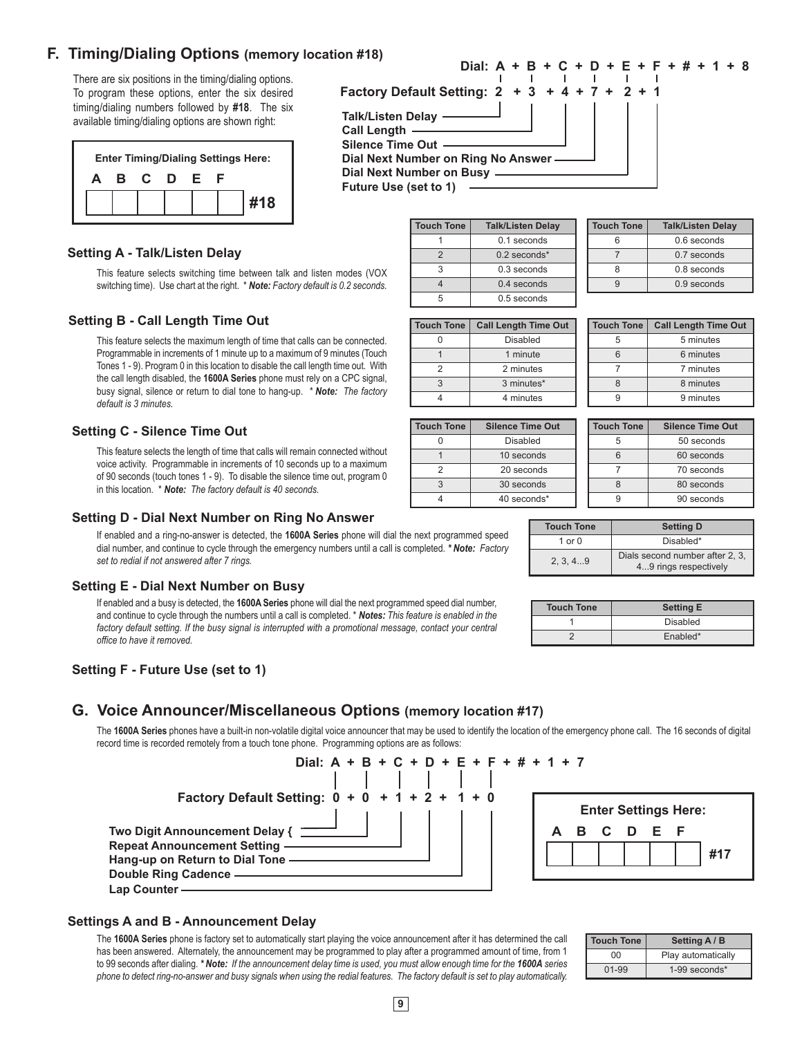## F. Timing/Dialing Options (memory location #18)

There are six positions in the timing/dialing options. To program these options, enter the six desired timing/dialing numbers followed by **#18**. The six available timing/dialing options are shown right:

**Enter Timing/Dialing Settings Here:**

| A | B | C | D | E | F | |
|---|---|---|---|---|---|---|
| | | | | | | **#18** |

**Dial: A + B + C + D + E + F + # + 1 + 8**

**Factory Default Setting: 2 + 3 + 4 + 7 + 2 + 1**

- **Talk/Listen Delay** (A)
- **Call Length** (B)
- **Silence Time Out** (C)
- **Dial Next Number on Ring No Answer** (D)
- **Dial Next Number on Busy** (E)
- **Future Use (set to 1)** (F)

### Setting A - Talk/Listen Delay

This feature selects switching time between talk and listen modes (VOX switching time). Use chart at the right. * ***Note:** Factory default is 0.2 seconds.*

| Touch Tone | Talk/Listen Delay | Touch Tone | Talk/Listen Delay |
|---|---|---|---|
| 1 | 0.1 seconds | 6 | 0.6 seconds |
| 2 | 0.2 seconds* | 7 | 0.7 seconds |
| 3 | 0.3 seconds | 8 | 0.8 seconds |
| 4 | 0.4 seconds | 9 | 0.9 seconds |
| 5 | 0.5 seconds | | |

### Setting B - Call Length Time Out

This feature selects the maximum length of time that calls can be connected. Programmable in increments of 1 minute up to a maximum of 9 minutes (Touch Tones 1 - 9). Program 0 in this location to disable the call length time out. With the call length disabled, the **1600A Series** phone must rely on a CPC signal, busy signal, silence or return to dial tone to hang-up. * ***Note:** The factory default is 3 minutes.*

| Touch Tone | Call Length Time Out | Touch Tone | Call Length Time Out |
|---|---|---|---|
| 0 | Disabled | 5 | 5 minutes |
| 1 | 1 minute | 6 | 6 minutes |
| 2 | 2 minutes | 7 | 7 minutes |
| 3 | 3 minutes* | 8 | 8 minutes |
| 4 | 4 minutes | 9 | 9 minutes |

### Setting C - Silence Time Out

This feature selects the length of time that calls will remain connected without voice activity. Programmable in increments of 10 seconds up to a maximum of 90 seconds (touch tones 1 - 9). To disable the silence time out, program 0 in this location. * ***Note:** The factory default is 40 seconds.*

| Touch Tone | Silence Time Out | Touch Tone | Silence Time Out |
|---|---|---|---|
| 0 | Disabled | 5 | 50 seconds |
| 1 | 10 seconds | 6 | 60 seconds |
| 2 | 20 seconds | 7 | 70 seconds |
| 3 | 30 seconds | 8 | 80 seconds |
| 4 | 40 seconds* | 9 | 90 seconds |

### Setting D - Dial Next Number on Ring No Answer

If enabled and a ring-no-answer is detected, the **1600A Series** phone will dial the next programmed speed dial number, and continue to cycle through the emergency numbers until a call is completed. ***\* Note:** Factory set to redial if not answered after 7 rings.*

| Touch Tone | Setting D |
|---|---|
| 1 or 0 | Disabled* |
| 2, 3, 4...9 | Dials second number after 2, 3, 4...9 rings respectively |

### Setting E - Dial Next Number on Busy

If enabled and a busy is detected, the **1600A Series** phone will dial the next programmed speed dial number, and continue to cycle through the numbers until a call is completed. * ***Notes:** This feature is enabled in the factory default setting. If the busy signal is interrupted with a promotional message, contact your central office to have it removed.*

| Touch Tone | Setting E |
|---|---|
| 1 | Disabled |
| 2 | Enabled* |

### Setting F - Future Use (set to 1)

## G. Voice Announcer/Miscellaneous Options (memory location #17)

The **1600A Series** phones have a built-in non-volatile digital voice announcer that may be used to identify the location of the emergency phone call. The 16 seconds of digital record time is recorded remotely from a touch tone phone. Programming options are as follows:

**Dial: A + B + C + D + E + F + # + 1 + 7**

**Factory Default Setting: 0 + 0 + 1 + 2 + 1 + 0**

- **Two Digit Announcement Delay** (A, B)
- **Repeat Announcement Setting** (C)
- **Hang-up on Return to Dial Tone** (D)
- **Double Ring Cadence** (E)
- **Lap Counter** (F)

**Enter Settings Here:**

| A | B | C | D | E | F | |
|---|---|---|---|---|---|---|
| | | | | | | **#17** |

### Settings A and B - Announcement Delay

The **1600A Series** phone is factory set to automatically start playing the voice announcement after it has determined the call has been answered. Alternately, the announcement may be programmed to play after a programmed amount of time, from 1 to 99 seconds after dialing. ***\* Note:** If the announcement delay time is used, you must allow enough time for the **1600A** series phone to detect ring-no-answer and busy signals when using the redial features. The factory default is set to play automatically.*

| Touch Tone | Setting A / B |
|---|---|
| 00 | Play automatically |
| 01-99 | 1-99 seconds* |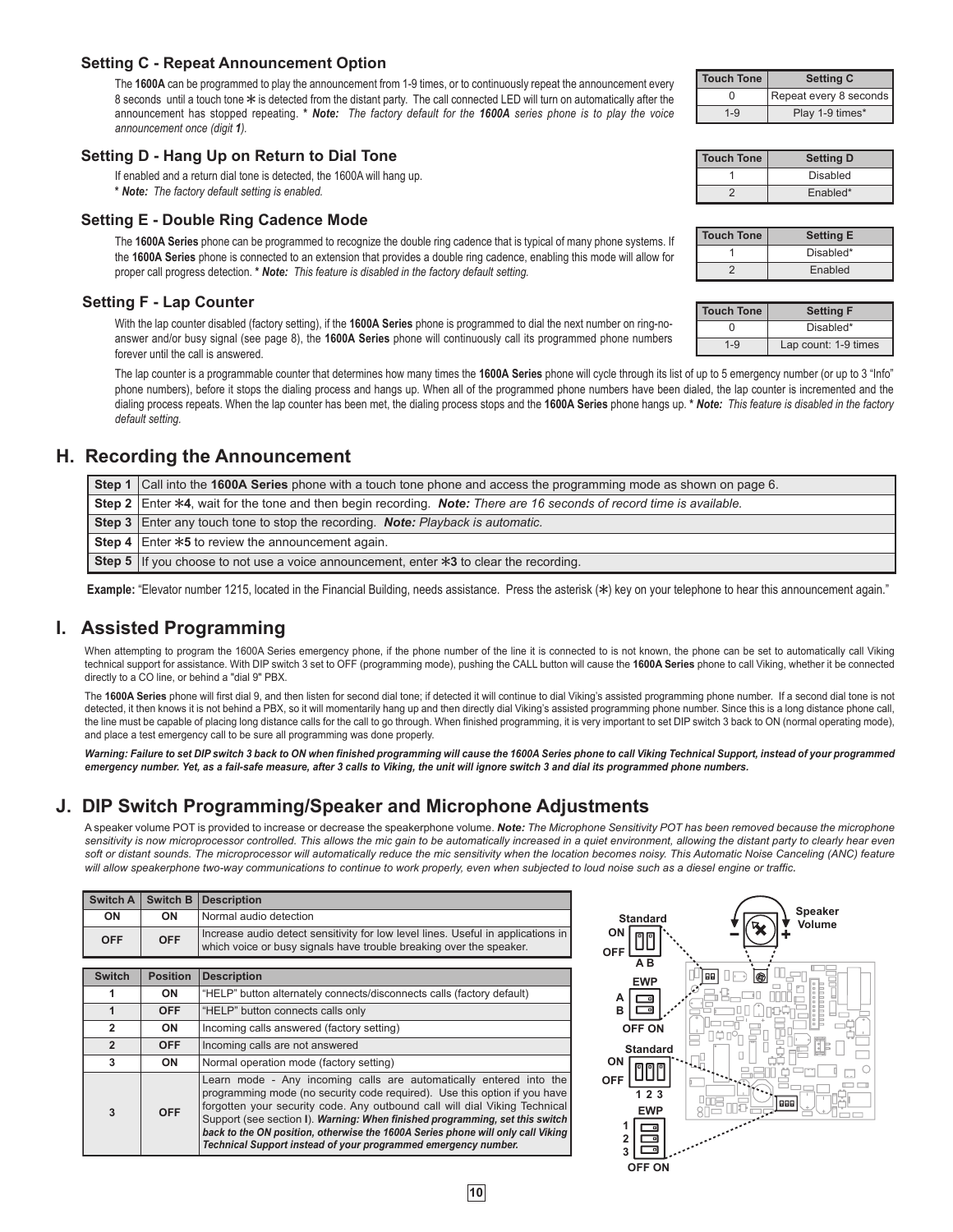### Setting C - Repeat Announcement Option

The **1600A** can be programmed to play the announcement from 1-9 times, or to continuously repeat the announcement every 8 seconds until a touch tone ✻ is detected from the distant party. The call connected LED will turn on automatically after the announcement has stopped repeating. *** *Note: The factory default for the 1600A series phone is to play the voice announcement once (digit 1).***

| Touch Tone | Setting C |
|---|---|
| 0 | Repeat every 8 seconds |
| 1-9 | Play 1-9 times* |

### Setting D - Hang Up on Return to Dial Tone

If enabled and a return dial tone is detected, the 1600A will hang up.

*** *Note: The factory default setting is enabled.***

| Touch Tone | Setting D |
|---|---|
| 1 | Disabled |
| 2 | Enabled* |

### Setting E - Double Ring Cadence Mode

The **1600A Series** phone can be programmed to recognize the double ring cadence that is typical of many phone systems. If the **1600A Series** phone is connected to an extension that provides a double ring cadence, enabling this mode will allow for proper call progress detection. *** *Note: This feature is disabled in the factory default setting.***

| Touch Tone | Setting E |
|---|---|
| 1 | Disabled* |
| 2 | Enabled |

### Setting F - Lap Counter

With the lap counter disabled (factory setting), if the **1600A Series** phone is programmed to dial the next number on ring-no-answer and/or busy signal (see page 8), the **1600A Series** phone will continuously call its programmed phone numbers forever until the call is answered.

| Touch Tone | Setting F |
|---|---|
| 0 | Disabled* |
| 1-9 | Lap count: 1-9 times |

The lap counter is a programmable counter that determines how many times the **1600A Series** phone will cycle through its list of up to 5 emergency number (or up to 3 "Info" phone numbers), before it stops the dialing process and hangs up. When all of the programmed phone numbers have been dialed, the lap counter is incremented and the dialing process repeats. When the lap counter has been met, the dialing process stops and the **1600A Series** phone hangs up. *** *Note: This feature is disabled in the factory default setting.***

## H. Recording the Announcement

| | |
|---|---|
| **Step 1** | Call into the **1600A Series** phone with a touch tone phone and access the programming mode as shown on page 6. |
| **Step 2** | Enter ✻**4**, wait for the tone and then begin recording. ***Note:** There are 16 seconds of record time is available.* |
| **Step 3** | Enter any touch tone to stop the recording. ***Note:** Playback is automatic.* |
| **Step 4** | Enter ✻**5** to review the announcement again. |
| **Step 5** | If you choose to not use a voice announcement, enter ✻**3** to clear the recording. |

**Example:** "Elevator number 1215, located in the Financial Building, needs assistance. Press the asterisk (✻) key on your telephone to hear this announcement again."

## I. Assisted Programming

When attempting to program the 1600A Series emergency phone, if the phone number of the line it is connected to is not known, the phone can be set to automatically call Viking technical support for assistance. With DIP switch 3 set to OFF (programming mode), pushing the CALL button will cause the **1600A Series** phone to call Viking, whether it be connected directly to a CO line, or behind a "dial 9" PBX.

The **1600A Series** phone will first dial 9, and then listen for second dial tone; if detected it will continue to dial Viking's assisted programming phone number. If a second dial tone is not detected, it then knows it is not behind a PBX, so it will momentarily hang up and then directly dial Viking's assisted programming phone number. Since this is a long distance phone call, the line must be capable of placing long distance calls for the call to go through. When finished programming, it is very important to set DIP switch 3 back to ON (normal operating mode), and place a test emergency call to be sure all programming was done properly.

***Warning: Failure to set DIP switch 3 back to ON when finished programming will cause the 1600A Series phone to call Viking Technical Support, instead of your programmed emergency number. Yet, as a fail-safe measure, after 3 calls to Viking, the unit will ignore switch 3 and dial its programmed phone numbers.***

## J. DIP Switch Programming/Speaker and Microphone Adjustments

A speaker volume POT is provided to increase or decrease the speakerphone volume. ***Note:** The Microphone Sensitivity POT has been removed because the microphone sensitivity is now microprocessor controlled. This allows the mic gain to be automatically increased in a quiet environment, allowing the distant party to clearly hear even soft or distant sounds. The microprocessor will automatically reduce the mic sensitivity when the location becomes noisy. This Automatic Noise Canceling (ANC) feature will allow speakerphone two-way communications to continue to work properly, even when subjected to loud noise such as a diesel engine or traffic.*

| Switch A | Switch B | Description |
|---|---|---|
| ON | ON | Normal audio detection |
| OFF | OFF | Increase audio detect sensitivity for low level lines. Useful in applications in which voice or busy signals have trouble breaking over the speaker. |

| Switch | Position | Description |
|---|---|---|
| 1 | ON | "HELP" button alternately connects/disconnects calls (factory default) |
| 1 | OFF | "HELP" button connects calls only |
| 2 | ON | Incoming calls answered (factory setting) |
| 2 | OFF | Incoming calls are not answered |
| 3 | ON | Normal operation mode (factory setting) |
| 3 | OFF | Learn mode - Any incoming calls are automatically entered into the programming mode (no security code required). Use this option if you have forgotten your security code. Any outbound call will dial Viking Technical Support (see section **I**). ***Warning: When finished programming, set this switch back to the ON position, otherwise the 1600A Series phone will only call Viking Technical Support instead of your programmed emergency number.*** |

Speaker Volume

Standard ON/OFF A B — EWP A B OFF ON

Standard ON/OFF 1 2 3 — EWP 1 2 3 OFF ON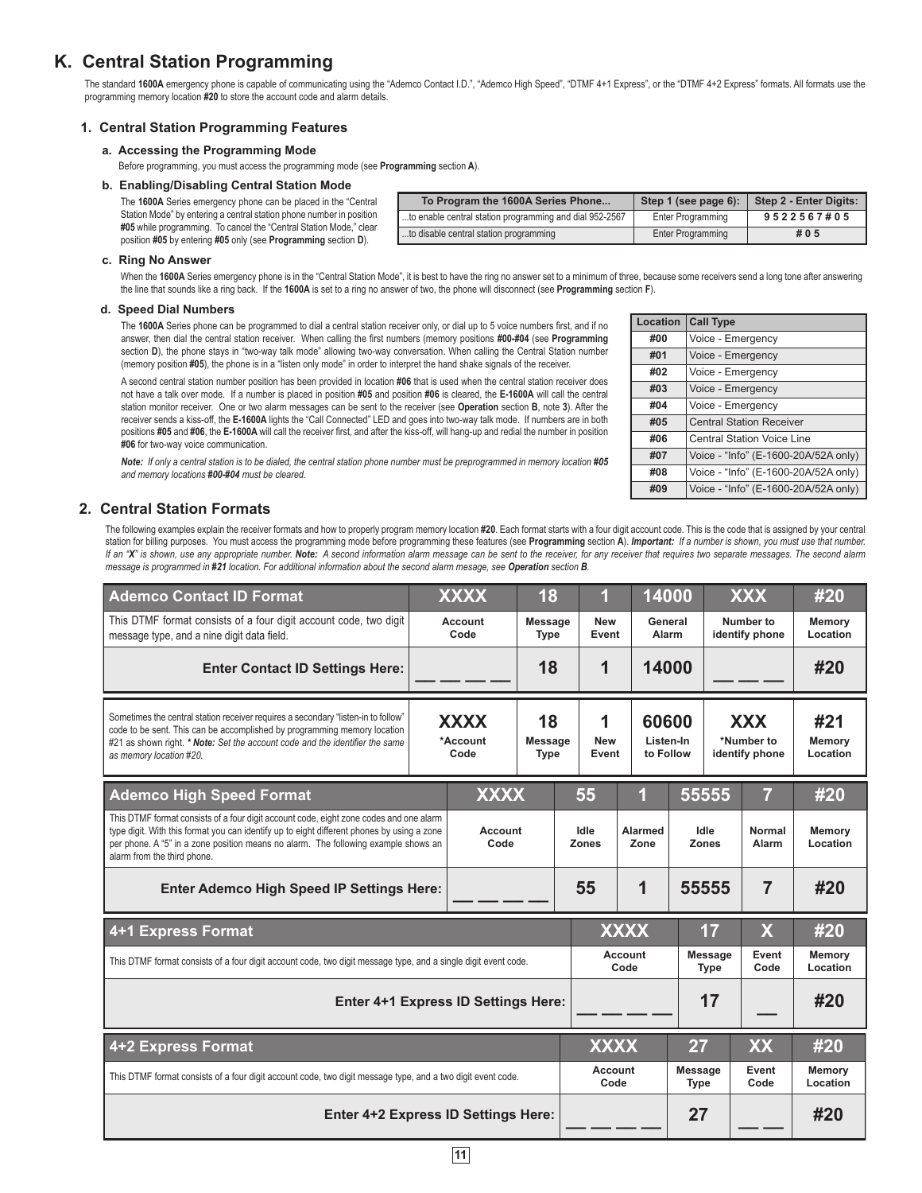# K. Central Station Programming

The standard **1600A** emergency phone is capable of communicating using the "Ademco Contact I.D.", "Ademco High Speed", "DTMF 4+1 Express", or the "DTMF 4+2 Express" formats. All formats use the programming memory location **#20** to store the account code and alarm details.

## 1. Central Station Programming Features

### a. Accessing the Programming Mode

Before programming, you must access the programming mode (see **Programming** section **A**).

### b. Enabling/Disabling Central Station Mode

The **1600A** Series emergency phone can be placed in the "Central Station Mode" by entering a central station phone number in position **#05** while programming. To cancel the "Central Station Mode," clear position **#05** by entering **#05** only (see **Programming** section **D**).

| To Program the 1600A Series Phone... | Step 1 (see page 6): | Step 2 - Enter Digits: |
|---|---|---|
| ...to enable central station programming and dial 952-2567 | Enter Programming | **9 5 2 2 5 6 7 # 0 5** |
| ...to disable central station programming | Enter Programming | **# 0 5** |

### c. Ring No Answer

When the **1600A** Series emergency phone is in the "Central Station Mode", it is best to have the ring no answer set to a minimum of three, because some receivers send a long tone after answering the line that sounds like a ring back. If the **1600A** is set to a ring no answer of two, the phone will disconnect (see **Programming** section **F**).

### d. Speed Dial Numbers

The **1600A** Series phone can be programmed to dial a central station receiver only, or dial up to 5 voice numbers first, and if no answer, then dial the central station receiver. When calling the first numbers (memory positions **#00-#04** (see **Programming** section **D**), the phone stays in "two-way talk mode" allowing two-way conversation. When calling the Central Station number (memory position **#05**), the phone is in a "listen only mode" in order to interpret the hand shake signals of the receiver.

A second central station number position has been provided in location **#06** that is used when the central station receiver does not have a talk over mode. If a number is placed in position **#05** and position **#06** is cleared, the **E-1600A** will call the central station monitor receiver. One or two alarm messages can be sent to the receiver (see **Operation** section **B**, note **3**). After the receiver sends a kiss-off, the **E-1600A** lights the "Call Connected" LED and goes into two-way talk mode. If numbers are in both positions **#05** and **#06**, the **E-1600A** will call the receiver first, and after the kiss-off, will hang-up and redial the number in position **#06** for two-way voice communication.

***Note:*** *If only a central station is to be dialed, the central station phone number must be preprogrammed in memory location* ***#05*** *and memory locations* ***#00-#04*** *must be cleared.*

| Location | Call Type |
|---|---|
| #00 | Voice - Emergency |
| #01 | Voice - Emergency |
| #02 | Voice - Emergency |
| #03 | Voice - Emergency |
| #04 | Voice - Emergency |
| #05 | Central Station Receiver |
| #06 | Central Station Voice Line |
| #07 | Voice - "Info" (E-1600-20A/52A only) |
| #08 | Voice - "Info" (E-1600-20A/52A only) |
| #09 | Voice - "Info" (E-1600-20A/52A only) |

## 2. Central Station Formats

The following examples explain the receiver formats and how to properly program memory location **#20**. Each format starts with a four digit account code. This is the code that is assigned by your central station for billing purposes. You must access the programming mode before programming these features (see **Programming** section **A**). ***Important:*** *If a number is shown, you must use that number. If an "X" is shown, use any appropriate number.* ***Note:*** *A second information alarm message can be sent to the receiver, for any receiver that requires two separate messages. The second alarm message is programmed in* ***#21*** *location. For additional information about the second alarm mesage, see* ***Operation*** *section* ***B***.

| Ademco Contact ID Format | XXXX | 18 | 1 | 14000 | XXX | #20 |
|---|---|---|---|---|---|---|
| This DTMF format consists of a four digit account code, two digit message type, and a nine digit data field. | Account Code | Message Type | New Event | General Alarm | Number to identify phone | Memory Location |
| **Enter Contact ID Settings Here:** | __ __ __ __ | **18** | **1** | **14000** | __ __ __ | **#20** |
| Sometimes the central station receiver requires a secondary "listen-in to follow" code to be sent. This can be accomplished by programming memory location #21 as shown right. ***** ***Note:*** *Set the account code and the identifier the same as memory location #20.* | **XXXX** *Account Code | **18** Message Type | **1** New Event | **60600** Listen-In to Follow | **XXX** *Number to identify phone | **#21** Memory Location |

| Ademco High Speed Format | XXXX | 55 | 1 | 55555 | 7 | #20 |
|---|---|---|---|---|---|---|
| This DTMF format consists of a four digit account code, eight zone codes and one alarm type digit. With this format you can identify up to eight different phones by using a zone per phone. A "5" in a zone position means no alarm. The following example shows an alarm from the third phone. | Account Code | Idle Zones | Alarmed Zone | Idle Zones | Normal Alarm | Memory Location |
| **Enter Ademco High Speed IP Settings Here:** | __ __ __ __ | **55** | **1** | **55555** | **7** | **#20** |

| 4+1 Express Format | XXXX | 17 | X | #20 |
|---|---|---|---|---|
| This DTMF format consists of a four digit account code, two digit message type, and a single digit event code. | Account Code | Message Type | Event Code | Memory Location |
| **Enter 4+1 Express ID Settings Here:** | __ __ __ __ | **17** | __ | **#20** |

| 4+2 Express Format | XXXX | 27 | XX | #20 |
|---|---|---|---|---|
| This DTMF format consists of a four digit account code, two digit message type, and a two digit event code. | Account Code | Message Type | Event Code | Memory Location |
| **Enter 4+2 Express ID Settings Here:** | __ __ __ __ | **27** | __ __ | **#20** |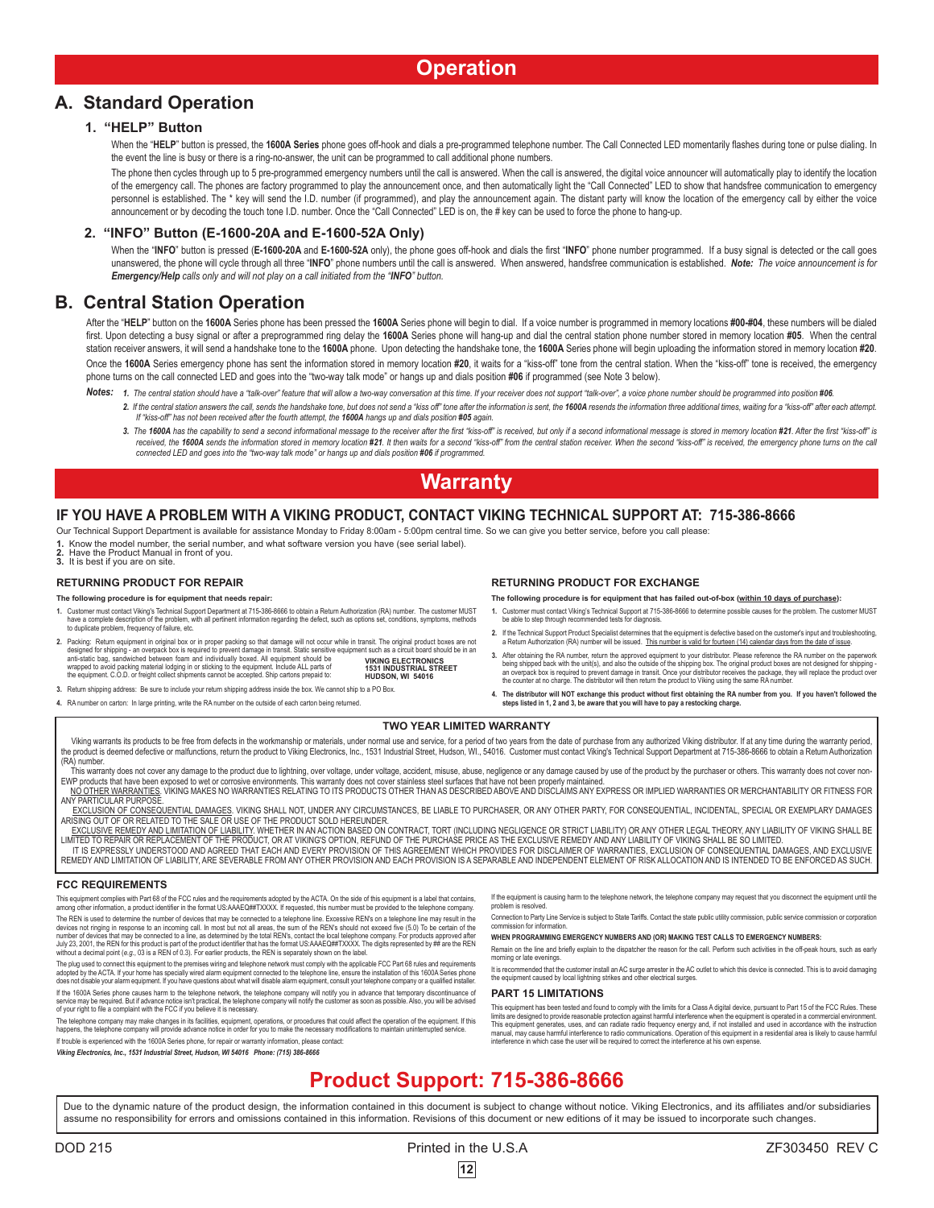# Operation

## A. Standard Operation

### 1. "HELP" Button

When the "**HELP**" button is pressed, the **1600A Series** phone goes off-hook and dials a pre-programmed telephone number. The Call Connected LED momentarily flashes during tone or pulse dialing. In the event the line is busy or there is a ring-no-answer, the unit can be programmed to call additional phone numbers.

The phone then cycles through up to 5 pre-programmed emergency numbers until the call is answered. When the call is answered, the digital voice announcer will automatically play to identify the location of the emergency call. The phones are factory programmed to play the announcement once, and then automatically light the "Call Connected" LED to show that handsfree communication to emergency personnel is established. The * key will send the I.D. number (if programmed), and play the announcement again. The distant party will know the location of the emergency call by either the voice announcement or by decoding the touch tone I.D. number. Once the "Call Connected" LED is on, the # key can be used to force the phone to hang-up.

### 2. "INFO" Button (E-1600-20A and E-1600-52A Only)

When the "**INFO**" button is pressed (**E-1600-20A** and **E-1600-52A** only), the phone goes off-hook and dials the first "**INFO**" phone number programmed. If a busy signal is detected or the call goes unanswered, the phone will cycle through all three "**INFO**" phone numbers until the call is answered. When answered, handsfree communication is established. ***Note:*** *The voice announcement is for* ***Emergency/Help*** *calls only and will not play on a call initiated from the "****INFO****" button.*

## B. Central Station Operation

After the "**HELP**" button on the **1600A** Series phone has been pressed the **1600A** Series phone will begin to dial. If a voice number is programmed in memory locations **#00-#04**, these numbers will be dialed first. Upon detecting a busy signal or after a preprogrammed ring delay the **1600A** Series phone will hang-up and dial the central station phone number stored in memory location **#05**. When the central station receiver answers, it will send a handshake tone to the **1600A** phone. Upon detecting the handshake tone, the **1600A** Series phone will begin uploading the information stored in memory location **#20**.

Once the **1600A** Series emergency phone has sent the information stored in memory location **#20**, it waits for a "kiss-off" tone from the central station. When the "kiss-off" tone is received, the emergency phone turns on the call connected LED and goes into the "two-way talk mode" or hangs up and dials position **#06** if programmed (see Note 3 below).

***Notes:***

1. *The central station should have a "talk-over" feature that will allow a two-way conversation at this time. If your receiver does not support "talk-over", a voice phone number should be programmed into position* ***#06****.*
2. *If the central station answers the call, sends the handshake tone, but does not send a "kiss off" tone after the information is sent, the* ***1600A*** *resends the information three additional times, waiting for a "kiss-off" tone after each attempt. If "kiss-off" has not been received after the fourth attempt, the* ***1600A*** *hangs up and dials position* ***#05*** *again.*
3. *The* ***1600A*** *has the capability to send a second informational message to the receiver after the first "kiss-off" is received, but only if a second informational message is stored in memory location* ***#21****. After the first "kiss-off" is received, the* ***1600A*** *sends the information stored in memory location* ***#21****. It then waits for a second "kiss-off" from the central station receiver. When the second "kiss-off" is received, the emergency phone turns on the call connected LED and goes into the "two-way talk mode" or hangs up and dials position* ***#06*** *if programmed.*

# Warranty

## IF YOU HAVE A PROBLEM WITH A VIKING PRODUCT, CONTACT VIKING TECHNICAL SUPPORT AT: 715-386-8666

Our Technical Support Department is available for assistance Monday to Friday 8:00am - 5:00pm central time. So we can give you better service, before you call please:

1. Know the model number, the serial number, and what software version you have (see serial label).
2. Have the Product Manual in front of you.
3. It is best if you are on site.

### RETURNING PRODUCT FOR REPAIR

**The following procedure is for equipment that needs repair:**

1. Customer must contact Viking's Technical Support Department at 715-386-8666 to obtain a Return Authorization (RA) number. The customer MUST have a complete description of the problem, with all pertinent information regarding the defect, such as options set, conditions, symptoms, methods to duplicate problem, frequency of failure, etc.
2. Packing: Return equipment in original box or in proper packing so that damage will not occur while in transit. The original product boxes are not designed for shipping - an overpack box is required to prevent damage in transit. Static sensitive equipment such as a circuit board should be in an anti-static bag, sandwiched between foam and individually boxed. All equipment should be wrapped to avoid packing material lodging in or sticking to the equipment. Include ALL parts of the equipment. C.O.D. or freight collect shipments cannot be accepted. Ship cartons prepaid to: **VIKING ELECTRONICS 1531 INDUSTRIAL STREET HUDSON, WI 54016**
3. Return shipping address: Be sure to include your return shipping address inside the box. We cannot ship to a PO Box.
4. RA number on carton: In large printing, write the RA number on the outside of each carton being returned.

### RETURNING PRODUCT FOR EXCHANGE

**The following procedure is for equipment that has failed out-of-box (within 10 days of purchase):**

1. Customer must contact Viking's Technical Support at 715-386-8666 to determine possible causes for the problem. The customer MUST be able to step through recommended tests for diagnosis.
2. If the Technical Support Product Specialist determines that the equipment is defective based on the customer's input and troubleshooting, a Return Authorization (RA) number will be issued. This number is valid for fourteen (14) calendar days from the date of issue.
3. After obtaining the RA number, return the approved equipment to your distributor. Please reference the RA number on the paperwork being shipped back with the unit(s), and also the outside of the shipping box. The original product boxes are not designed for shipping - an overpack box is required to prevent damage in transit. Once your distributor receives the package, they will replace the product over the counter at no charge. The distributor will then return the product to Viking using the same RA number.
4. **The distributor will NOT exchange this product without first obtaining the RA number from you. If you haven't followed the steps listed in 1, 2 and 3, be aware that you will have to pay a restocking charge.**

### TWO YEAR LIMITED WARRANTY

Viking warrants its products to be free from defects in the workmanship or materials, under normal use and service, for a period of two years from the date of purchase from any authorized Viking distributor. If at any time during the warranty period, the product is deemed defective or malfunctions, return the product to Viking Electronics, Inc., 1531 Industrial Street, Hudson, WI., 54016. Customer must contact Viking's Technical Support Department at 715-386-8666 to obtain a Return Authorization (RA) number.

This warranty does not cover any damage to the product due to lightning, over voltage, under voltage, accident, misuse, abuse, negligence or any damage caused by use of the product by the purchaser or others. This warranty does not cover non-EWP products that have been exposed to wet or corrosive environments. This warranty does not cover stainless steel surfaces that have not been properly maintained.

NO OTHER WARRANTIES. VIKING MAKES NO WARRANTIES RELATING TO ITS PRODUCTS OTHER THAN AS DESCRIBED ABOVE AND DISCLAIMS ANY EXPRESS OR IMPLIED WARRANTIES OR MERCHANTABILITY OR FITNESS FOR ANY PARTICULAR PURPOSE.

EXCLUSION OF CONSEQUENTIAL DAMAGES. VIKING SHALL NOT, UNDER ANY CIRCUMSTANCES, BE LIABLE TO PURCHASER, OR ANY OTHER PARTY, FOR CONSEQUENTIAL, INCIDENTAL, SPECIAL OR EXEMPLARY DAMAGES ARISING OUT OF OR RELATED TO THE SALE OR USE OF THE PRODUCT SOLD HEREUNDER.

EXCLUSIVE REMEDY AND LIMITATION OF LIABILITY. WHETHER IN AN ACTION BASED ON CONTRACT, TORT (INCLUDING NEGLIGENCE OR STRICT LIABILITY) OR ANY OTHER LEGAL THEORY, ANY LIABILITY OF VIKING SHALL BE LIMITED TO REPAIR OR REPLACEMENT OF THE PRODUCT, OR AT VIKING'S OPTION, REFUND OF THE PURCHASE PRICE AS THE EXCLUSIVE REMEDY AND ANY LIABILITY OF VIKING SHALL BE SO LIMITED.

IT IS EXPRESSLY UNDERSTOOD AND AGREED THAT EACH AND EVERY PROVISION OF THIS AGREEMENT WHICH PROVIDES FOR DISCLAIMER OF WARRANTIES, EXCLUSION OF CONSEQUENTIAL DAMAGES, AND EXCLUSIVE REMEDY AND LIMITATION OF LIABILITY, ARE SEVERABLE FROM ANY OTHER PROVISION AND EACH PROVISION IS A SEPARABLE AND INDEPENDENT ELEMENT OF RISK ALLOCATION AND IS INTENDED TO BE ENFORCED AS SUCH.

### FCC REQUIREMENTS

This equipment complies with Part 68 of the FCC rules and the requirements adopted by the ACTA. On the side of this equipment is a label that contains, among other information, a product identifier in the format US:AAAEQ##TXXXX. If requested, this number must be provided to the telephone company.

The REN is used to determine the number of devices that may be connected to a telephone line. Excessive REN's on a telephone line may result in the devices not ringing in response to an incoming call. In most but not all areas, the sum of the REN's should not exceed five (5.0) To be certain of the number of devices that may be connected to a line, as determined by the total REN's, contact the local telephone company. For products approved after July 23, 2001, the REN for this product is part of the product identifier that has the format US:AAAEQ##TXXXX. The digits represented by ## are the REN without a decimal point (*e.g.*, 03 is a REN of 0.3). For earlier products, the REN is separately shown on the label.

The plug used to connect this equipment to the premises wiring and telephone network must comply with the applicable FCC Part 68 rules and requirements adopted by the ACTA. If your home has specially wired alarm equipment connected to the telephone line, ensure the installation of this 1600A Series phone does not disable your alarm equipment. If you have questions about what will disable alarm equipment, consult your telephone company or a qualified installer.

If the 1600A Series phone causes harm to the telephone network, the telephone company will notify you in advance that temporary discontinuance of service may be required. But if advance notice isn't practical, the telephone company will notify the customer as soon as possible. Also, you will be advised of your right to file a complaint with the FCC if you believe it is necessary.

The telephone company may make changes in its facilities, equipment, operations, or procedures that could affect the operation of the equipment. If this happens, the telephone company will provide advance notice in order for you to make the necessary modifications to maintain uninterrupted service.

If trouble is experienced with the 1600A Series phone, for repair or warranty information, please contact:

***Viking Electronics, Inc., 1531 Industrial Street, Hudson, WI 54016 Phone: (715) 386-8666***

If the equipment is causing harm to the telephone network, the telephone company may request that you disconnect the equipment until the problem is resolved.

Connection to Party Line Service is subject to State Tariffs. Contact the state public utility commission, public service commission or corporation commission for information.

**WHEN PROGRAMMING EMERGENCY NUMBERS AND (OR) MAKING TEST CALLS TO EMERGENCY NUMBERS:**

Remain on the line and briefly explain to the dispatcher the reason for the call. Perform such activities in the off-peak hours, such as early morning or late evenings.

It is recommended that the customer install an AC surge arrester in the AC outlet to which this device is connected. This is to avoid damaging the equipment caused by local lightning strikes and other electrical surges.

### PART 15 LIMITATIONS

This equipment has been tested and found to comply with the limits for a Class A digital device, pursuant to Part 15 of the FCC Rules. These limits are designed to provide reasonable protection against harmful interference when the equipment is operated in a commercial environment. This equipment generates, uses, and can radiate radio frequency energy and, if not installed and used in accordance with the instruction manual, may cause harmful interference to radio communications. Operation of this equipment in a residential area is likely to cause harmful interference in which case the user will be required to correct the interference at his own expense.

# Product Support: 715-386-8666

Due to the dynamic nature of the product design, the information contained in this document is subject to change without notice. Viking Electronics, and its affiliates and/or subsidiaries assume no responsibility for errors and omissions contained in this information. Revisions of this document or new editions of it may be issued to incorporate such changes.

DOD 215 Printed in the U.S.A ZF303450 REV C